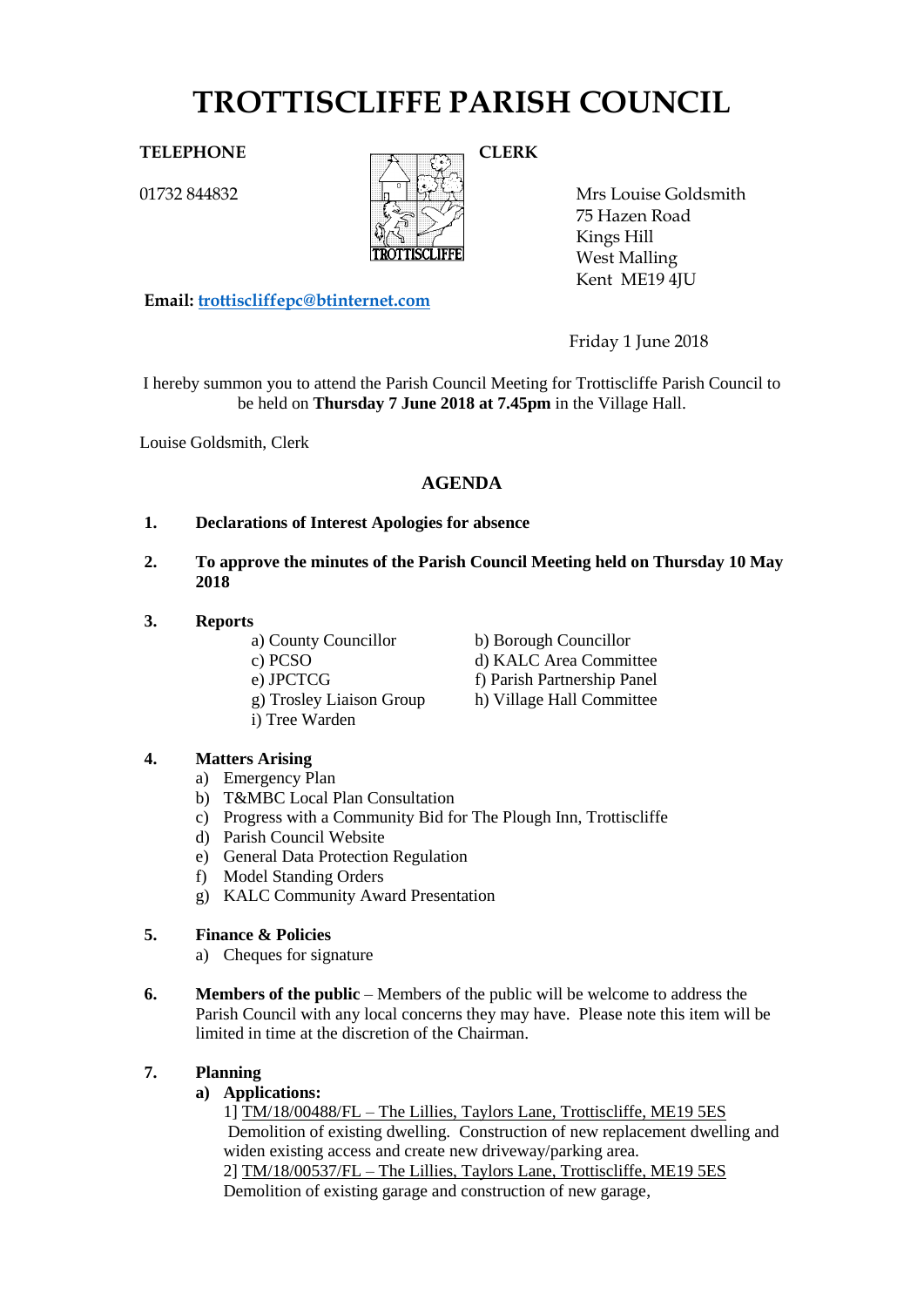# TROTTISCLIFFE PARISH COUNCIL

**TELEPHONE**

01732 844832

**CLERK**

Mrs Louise Goldsmith
75 Hazen Road
Kings Hill
West Malling
Kent ME19 4JU

**Email:** trottiscliffepc@btinternet.com

Friday 1 June 2018

I hereby summon you to attend the Parish Council Meeting for Trottiscliffe Parish Council to be held on **Thursday 7 June 2018 at 7.45pm** in the Village Hall.

Louise Goldsmith, Clerk

## AGENDA

**1. Declarations of Interest Apologies for absence**

**2. To approve the minutes of the Parish Council Meeting held on Thursday 10 May 2018**

**3. Reports**

a) County Councillor
b) Borough Councillor
c) PCSO
d) KALC Area Committee
e) JPCTCG
f) Parish Partnership Panel
g) Trosley Liaison Group
h) Village Hall Committee
i) Tree Warden

**4. Matters Arising**

a) Emergency Plan
b) T&MBC Local Plan Consultation
c) Progress with a Community Bid for The Plough Inn, Trottiscliffe
d) Parish Council Website
e) General Data Protection Regulation
f) Model Standing Orders
g) KALC Community Award Presentation

**5. Finance & Policies**

a) Cheques for signature

**6. Members of the public** – Members of the public will be welcome to address the Parish Council with any local concerns they may have. Please note this item will be limited in time at the discretion of the Chairman.

**7. Planning**

**a) Applications:**

1] TM/18/00488/FL – The Lillies, Taylors Lane, Trottiscliffe, ME19 5ES
Demolition of existing dwelling. Construction of new replacement dwelling and widen existing access and create new driveway/parking area.

2] TM/18/00537/FL – The Lillies, Taylors Lane, Trottiscliffe, ME19 5ES
Demolition of existing garage and construction of new garage,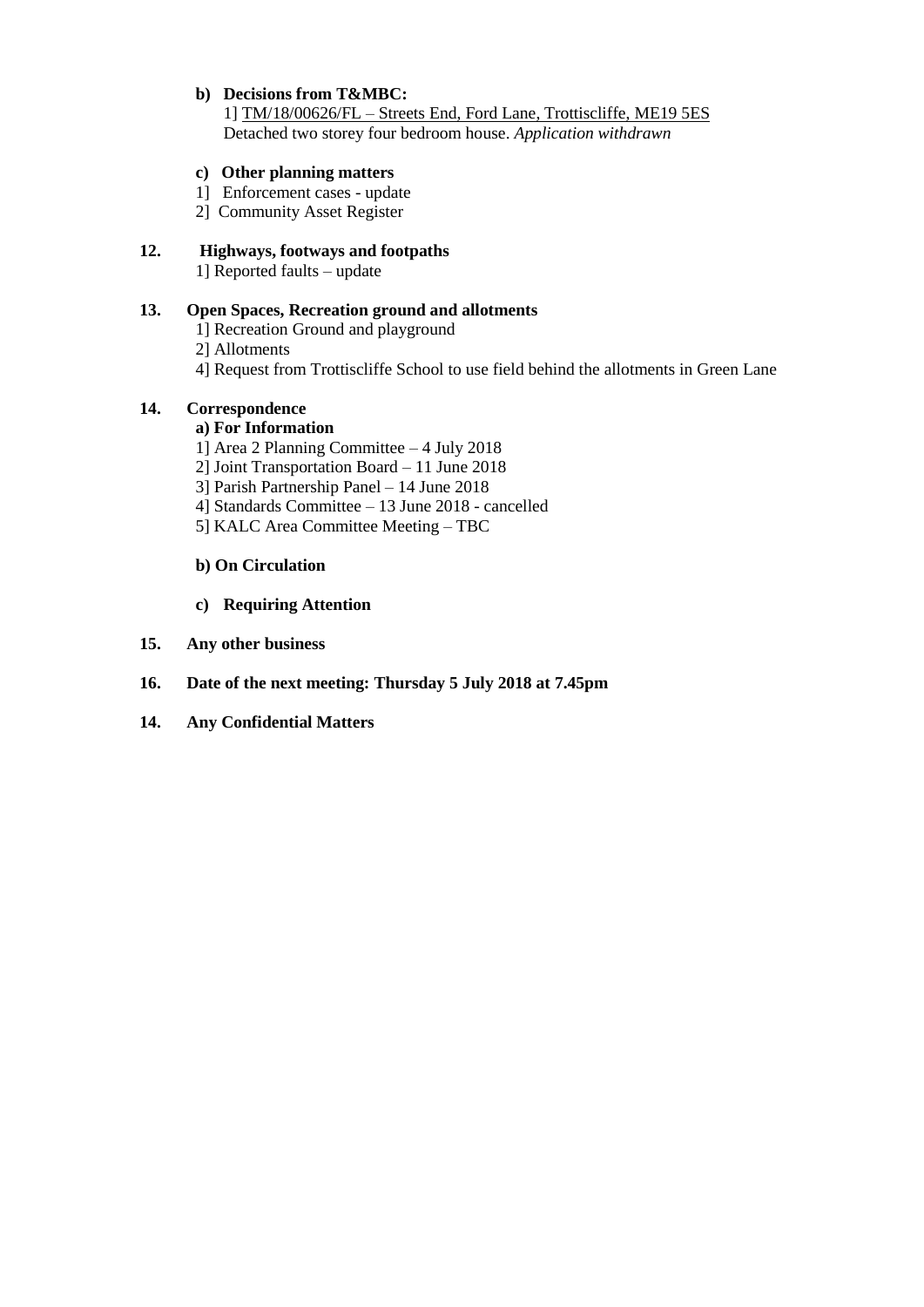**b) Decisions from T&MBC:**

1] TM/18/00626/FL – Streets End, Ford Lane, Trottiscliffe, ME19 5ES
Detached two storey four bedroom house. *Application withdrawn*

**c) Other planning matters**

1] Enforcement cases - update
2] Community Asset Register

**12. Highways, footways and footpaths**

1] Reported faults – update

**13. Open Spaces, Recreation ground and allotments**

1] Recreation Ground and playground
2] Allotments
4] Request from Trottiscliffe School to use field behind the allotments in Green Lane

**14. Correspondence**

**a) For Information**

1] Area 2 Planning Committee – 4 July 2018
2] Joint Transportation Board – 11 June 2018
3] Parish Partnership Panel – 14 June 2018
4] Standards Committee – 13 June 2018 - cancelled
5] KALC Area Committee Meeting – TBC

**b) On Circulation**

**c) Requiring Attention**

**15. Any other business**

**16. Date of the next meeting: Thursday 5 July 2018 at 7.45pm**

**14. Any Confidential Matters**